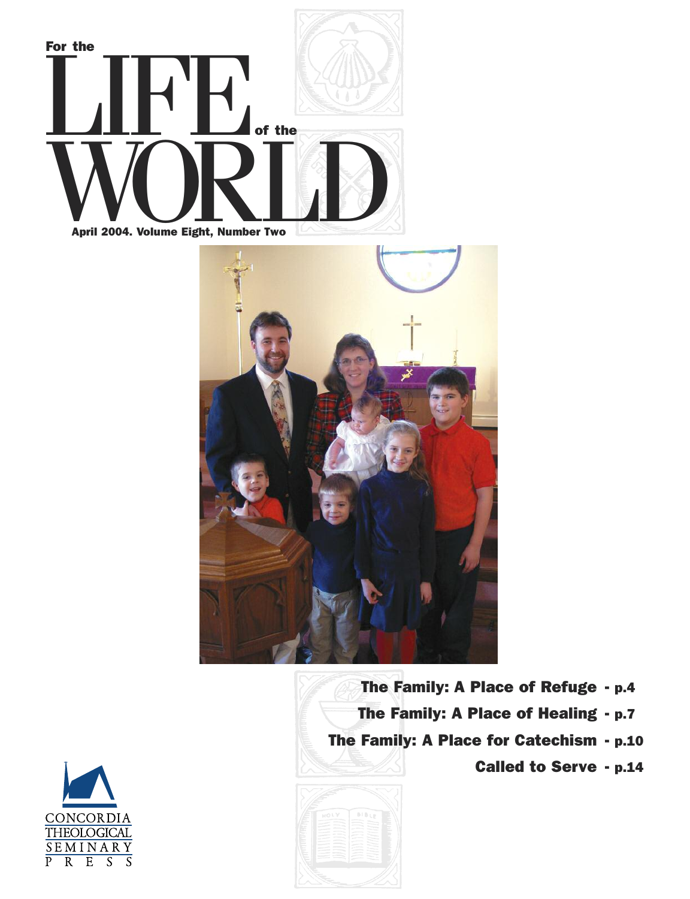# For the LIFE of the WORLD

April 2004. Volume Eight, Number Two

**The Family: A Place of Refuge** - p.4

**The Family: A Place of Healing** - p.7

**The Family: A Place for Catechism** - p.10

**Called to Serve** - p.14

CONCORDIA THEOLOGICAL SEMINARY PRESS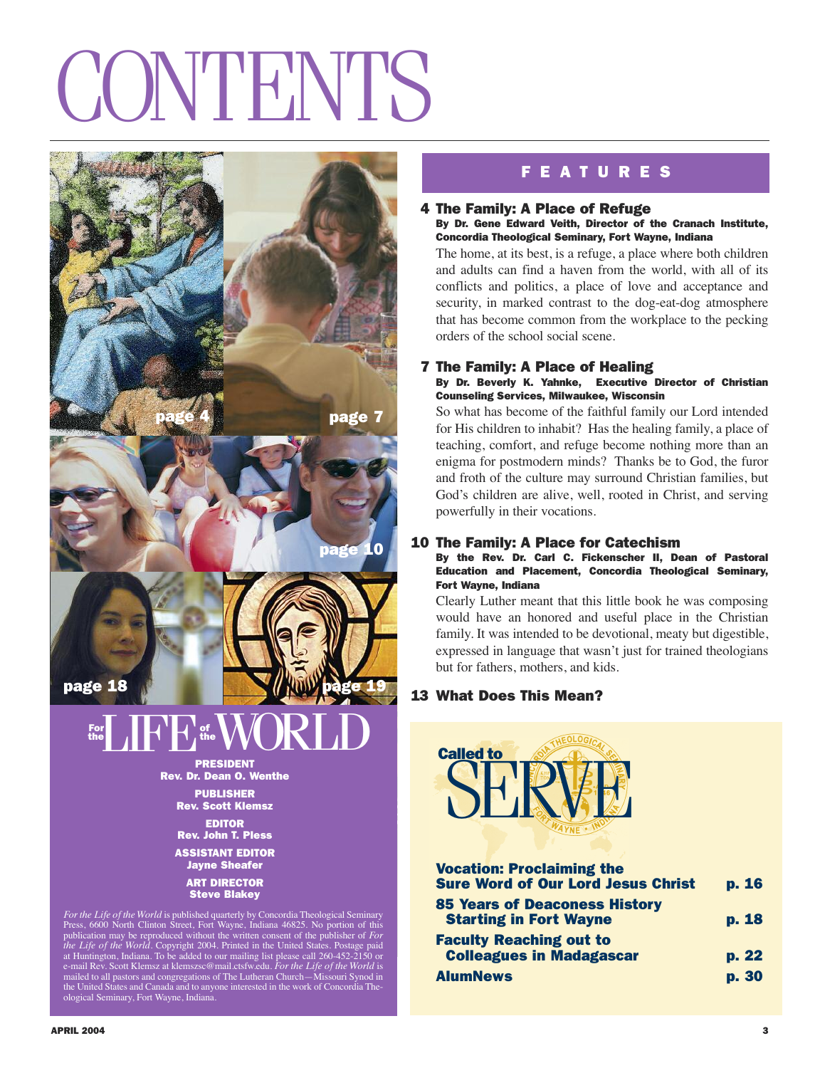# CONTENTS

page 4 page 7

page 10

page 18 page 19

## For the LIFE of the WORLD

**PRESIDENT**
**Rev. Dr. Dean O. Wenthe**

**PUBLISHER**
**Rev. Scott Klemsz**

**EDITOR**
**Rev. John T. Pless**

**ASSISTANT EDITOR**
**Jayne Sheafer**

**ART DIRECTOR**
**Steve Blakey**

*For the Life of the World* is published quarterly by Concordia Theological Seminary Press, 6600 North Clinton Street, Fort Wayne, Indiana 46825. No portion of this publication may be reproduced without the written consent of the publisher of *For the Life of the World*. Copyright 2004. Printed in the United States. Postage paid at Huntington, Indiana. To be added to our mailing list please call 260-452-2150 or e-mail Rev. Scott Klemsz at klemszsc@mail.ctsfw.edu. *For the Life of the World* is mailed to all pastors and congregations of The Lutheran Church—Missouri Synod in the United States and Canada and to anyone interested in the work of Concordia Theological Seminary, Fort Wayne, Indiana.

## FEATURES

### 4 The Family: A Place of Refuge

**By Dr. Gene Edward Veith, Director of the Cranach Institute, Concordia Theological Seminary, Fort Wayne, Indiana**

The home, at its best, is a refuge, a place where both children and adults can find a haven from the world, with all of its conflicts and politics, a place of love and acceptance and security, in marked contrast to the dog-eat-dog atmosphere that has become common from the workplace to the pecking orders of the school social scene.

### 7 The Family: A Place of Healing

**By Dr. Beverly K. Yahnke, Executive Director of Christian Counseling Services, Milwaukee, Wisconsin**

So what has become of the faithful family our Lord intended for His children to inhabit? Has the healing family, a place of teaching, comfort, and refuge become nothing more than an enigma for postmodern minds? Thanks be to God, the furor and froth of the culture may surround Christian families, but God's children are alive, well, rooted in Christ, and serving powerfully in their vocations.

### 10 The Family: A Place for Catechism

**By the Rev. Dr. Carl C. Fickenscher II, Dean of Pastoral Education and Placement, Concordia Theological Seminary, Fort Wayne, Indiana**

Clearly Luther meant that this little book he was composing would have an honored and useful place in the Christian family. It was intended to be devotional, meaty but digestible, expressed in language that wasn't just for trained theologians but for fathers, mothers, and kids.

### 13 What Does This Mean?

## Called to SERVE

| | |
|---|---|
| **Vocation: Proclaiming the Sure Word of Our Lord Jesus Christ** | **p. 16** |
| **85 Years of Deaconess History Starting in Fort Wayne** | **p. 18** |
| **Faculty Reaching out to Colleagues in Madagascar** | **p. 22** |
| **AlumNews** | **p. 30** |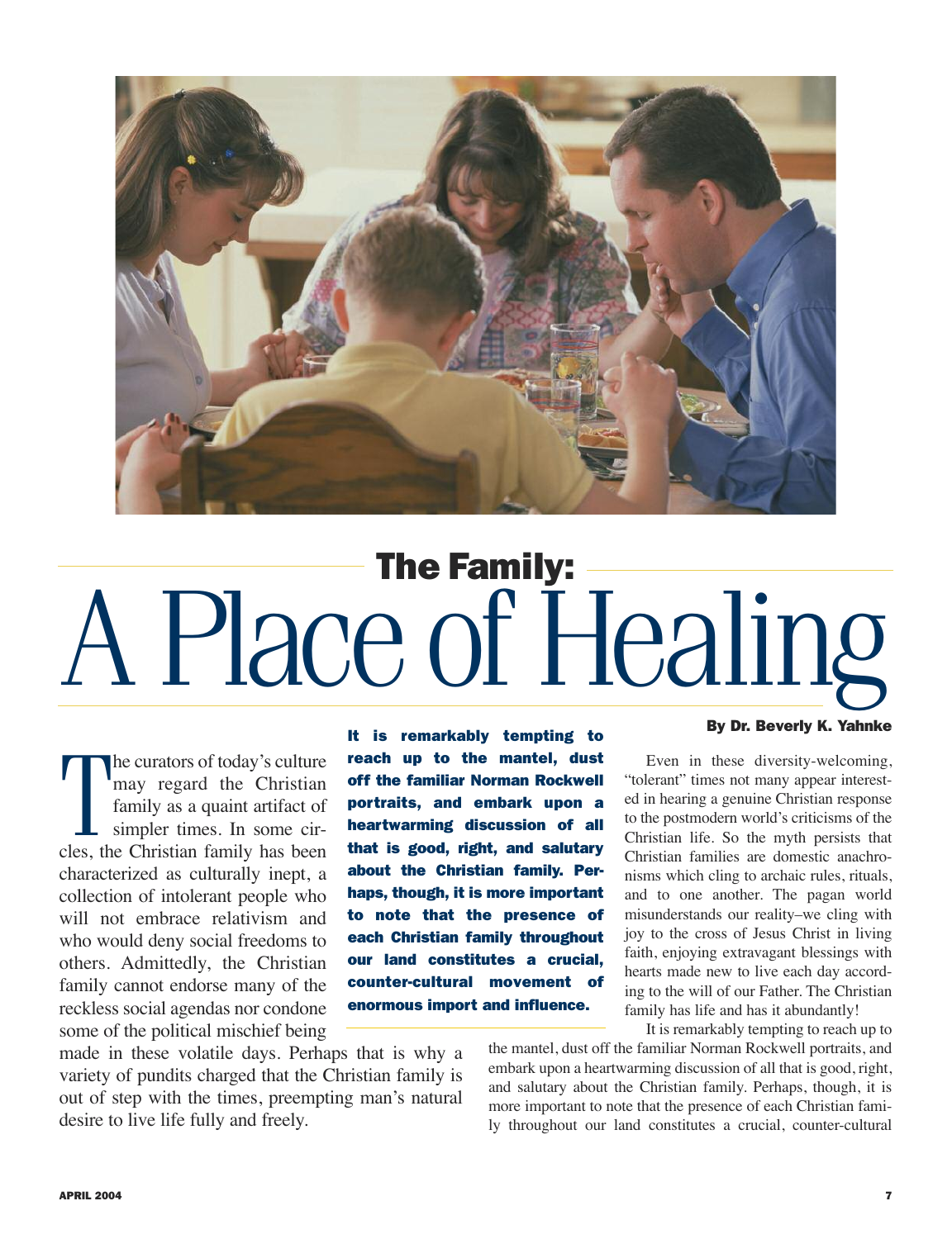# The Family: A Place of Healing

**By Dr. Beverly K. Yahnke**

The curators of today's culture may regard the Christian family as a quaint artifact of simpler times. In some circles, the Christian family has been characterized as culturally inept, a collection of intolerant people who will not embrace relativism and who would deny social freedoms to others. Admittedly, the Christian family cannot endorse many of the reckless social agendas nor condone some of the political mischief being made in these volatile days. Perhaps that is why a variety of pundits charged that the Christian family is out of step with the times, preempting man's natural desire to live life fully and freely.

**It is remarkably tempting to reach up to the mantel, dust off the familiar Norman Rockwell portraits, and embark upon a heartwarming discussion of all that is good, right, and salutary about the Christian family. Perhaps, though, it is more important to note that the presence of each Christian family throughout our land constitutes a crucial, counter-cultural movement of enormous import and influence.**

Even in these diversity-welcoming, "tolerant" times not many appear interested in hearing a genuine Christian response to the postmodern world's criticisms of the Christian life. So the myth persists that Christian families are domestic anachronisms which cling to archaic rules, rituals, and to one another. The pagan world misunderstands our reality–we cling with joy to the cross of Jesus Christ in living faith, enjoying extravagant blessings with hearts made new to live each day according to the will of our Father. The Christian family has life and has it abundantly!

It is remarkably tempting to reach up to the mantel, dust off the familiar Norman Rockwell portraits, and embark upon a heartwarming discussion of all that is good, right, and salutary about the Christian family. Perhaps, though, it is more important to note that the presence of each Christian family throughout our land constitutes a crucial, counter-cultural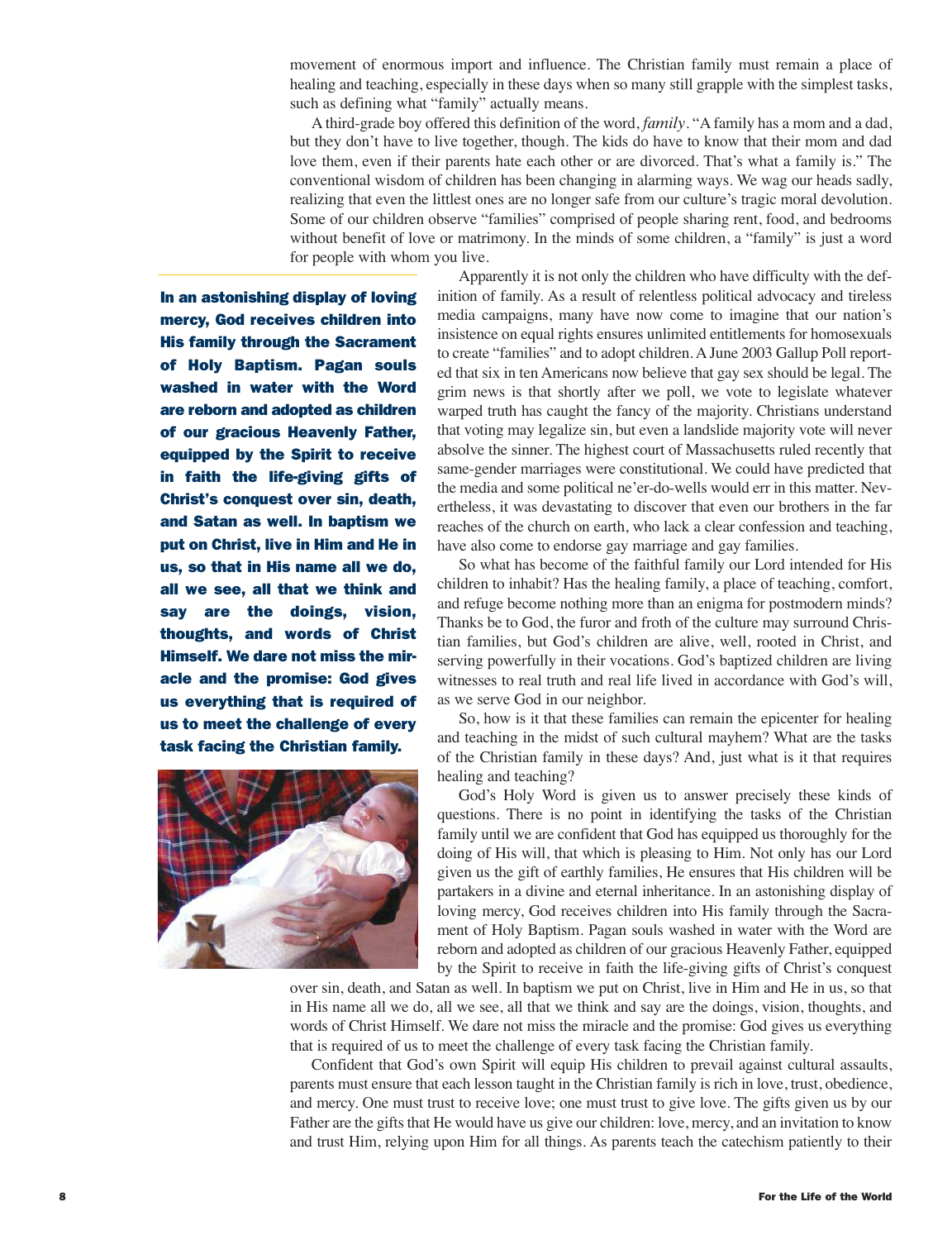movement of enormous import and influence. The Christian family must remain a place of healing and teaching, especially in these days when so many still grapple with the simplest tasks, such as defining what "family" actually means.

A third-grade boy offered this definition of the word, *family*. "A family has a mom and a dad, but they don't have to live together, though. The kids do have to know that their mom and dad love them, even if their parents hate each other or are divorced. That's what a family is." The conventional wisdom of children has been changing in alarming ways. We wag our heads sadly, realizing that even the littlest ones are no longer safe from our culture's tragic moral devolution. Some of our children observe "families" comprised of people sharing rent, food, and bedrooms without benefit of love or matrimony. In the minds of some children, a "family" is just a word for people with whom you live.

**In an astonishing display of loving mercy, God receives children into His family through the Sacrament of Holy Baptism. Pagan souls washed in water with the Word are reborn and adopted as children of our gracious Heavenly Father, equipped by the Spirit to receive in faith the life-giving gifts of Christ's conquest over sin, death, and Satan as well. In baptism we put on Christ, live in Him and He in us, so that in His name all we do, all we see, all that we think and say are the doings, vision, thoughts, and words of Christ Himself. We dare not miss the miracle and the promise: God gives us everything that is required of us to meet the challenge of every task facing the Christian family.**

Apparently it is not only the children who have difficulty with the definition of family. As a result of relentless political advocacy and tireless media campaigns, many have now come to imagine that our nation's insistence on equal rights ensures unlimited entitlements for homosexuals to create "families" and to adopt children. A June 2003 Gallup Poll reported that six in ten Americans now believe that gay sex should be legal. The grim news is that shortly after we poll, we vote to legislate whatever warped truth has caught the fancy of the majority. Christians understand that voting may legalize sin, but even a landslide majority vote will never absolve the sinner. The highest court of Massachusetts ruled recently that same-gender marriages were constitutional. We could have predicted that the media and some political ne'er-do-wells would err in this matter. Nevertheless, it was devastating to discover that even our brothers in the far reaches of the church on earth, who lack a clear confession and teaching, have also come to endorse gay marriage and gay families.

So what has become of the faithful family our Lord intended for His children to inhabit? Has the healing family, a place of teaching, comfort, and refuge become nothing more than an enigma for postmodern minds? Thanks be to God, the furor and froth of the culture may surround Christian families, but God's children are alive, well, rooted in Christ, and serving powerfully in their vocations. God's baptized children are living witnesses to real truth and real life lived in accordance with God's will, as we serve God in our neighbor.

So, how is it that these families can remain the epicenter for healing and teaching in the midst of such cultural mayhem? What are the tasks of the Christian family in these days? And, just what is it that requires healing and teaching?

God's Holy Word is given us to answer precisely these kinds of questions. There is no point in identifying the tasks of the Christian family until we are confident that God has equipped us thoroughly for the doing of His will, that which is pleasing to Him. Not only has our Lord given us the gift of earthly families, He ensures that His children will be partakers in a divine and eternal inheritance. In an astonishing display of loving mercy, God receives children into His family through the Sacrament of Holy Baptism. Pagan souls washed in water with the Word are reborn and adopted as children of our gracious Heavenly Father, equipped by the Spirit to receive in faith the life-giving gifts of Christ's conquest over sin, death, and Satan as well. In baptism we put on Christ, live in Him and He in us, so that in His name all we do, all we see, all that we think and say are the doings, vision, thoughts, and words of Christ Himself. We dare not miss the miracle and the promise: God gives us everything that is required of us to meet the challenge of every task facing the Christian family.

Confident that God's own Spirit will equip His children to prevail against cultural assaults, parents must ensure that each lesson taught in the Christian family is rich in love, trust, obedience, and mercy. One must trust to receive love; one must trust to give love. The gifts given us by our Father are the gifts that He would have us give our children: love, mercy, and an invitation to know and trust Him, relying upon Him for all things. As parents teach the catechism patiently to their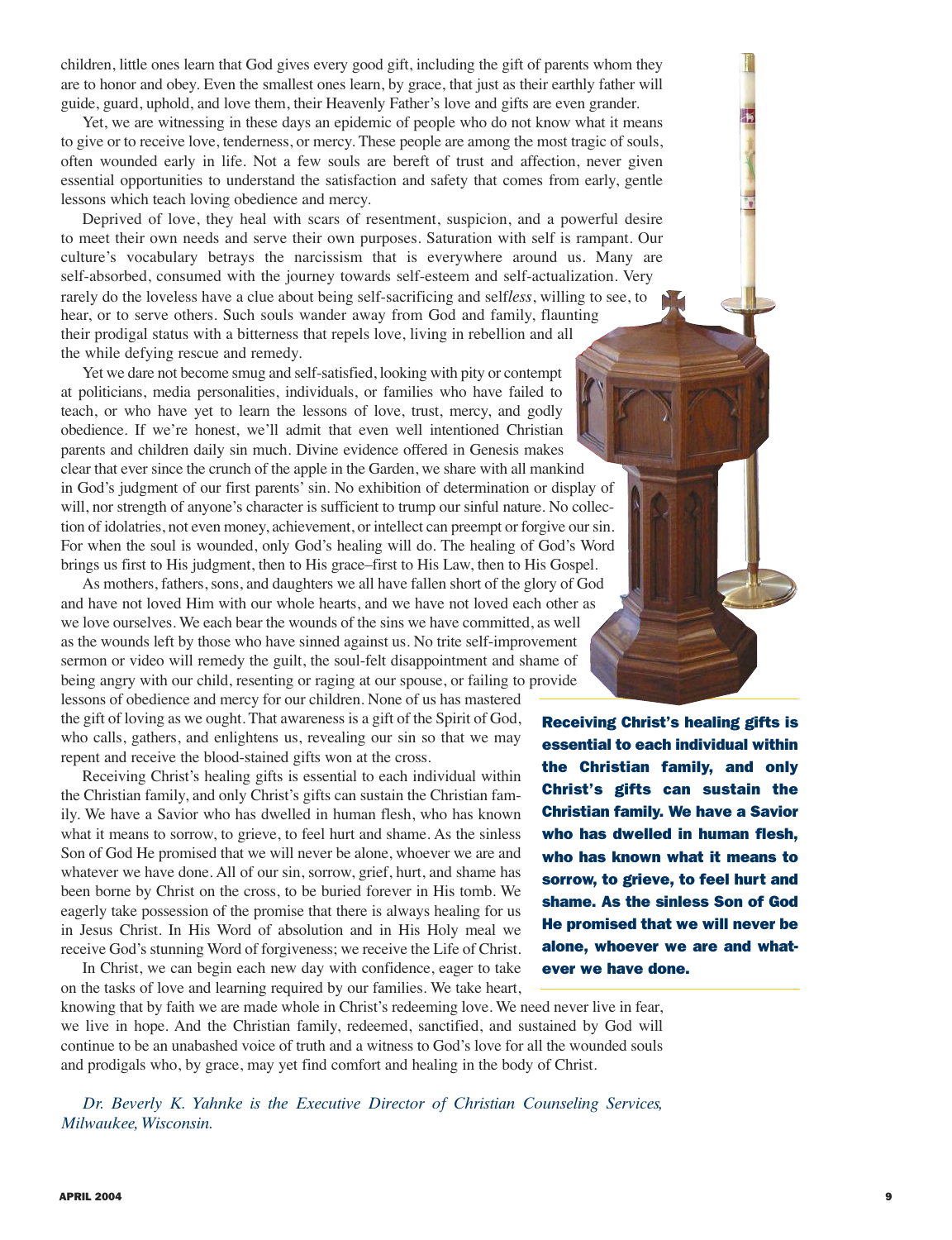children, little ones learn that God gives every good gift, including the gift of parents whom they are to honor and obey. Even the smallest ones learn, by grace, that just as their earthly father will guide, guard, uphold, and love them, their Heavenly Father's love and gifts are even grander.

Yet, we are witnessing in these days an epidemic of people who do not know what it means to give or to receive love, tenderness, or mercy. These people are among the most tragic of souls, often wounded early in life. Not a few souls are bereft of trust and affection, never given essential opportunities to understand the satisfaction and safety that comes from early, gentle lessons which teach loving obedience and mercy.

Deprived of love, they heal with scars of resentment, suspicion, and a powerful desire to meet their own needs and serve their own purposes. Saturation with self is rampant. Our culture's vocabulary betrays the narcissism that is everywhere around us. Many are self-absorbed, consumed with the journey towards self-esteem and self-actualization. Very rarely do the loveless have a clue about being self-sacrificing and self*less*, willing to see, to hear, or to serve others. Such souls wander away from God and family, flaunting their prodigal status with a bitterness that repels love, living in rebellion and all the while defying rescue and remedy.

Yet we dare not become smug and self-satisfied, looking with pity or contempt at politicians, media personalities, individuals, or families who have failed to teach, or who have yet to learn the lessons of love, trust, mercy, and godly obedience. If we're honest, we'll admit that even well intentioned Christian parents and children daily sin much. Divine evidence offered in Genesis makes clear that ever since the crunch of the apple in the Garden, we share with all mankind in God's judgment of our first parents' sin. No exhibition of determination or display of will, nor strength of anyone's character is sufficient to trump our sinful nature. No collection of idolatries, not even money, achievement, or intellect can preempt or forgive our sin. For when the soul is wounded, only God's healing will do. The healing of God's Word brings us first to His judgment, then to His grace–first to His Law, then to His Gospel.

As mothers, fathers, sons, and daughters we all have fallen short of the glory of God and have not loved Him with our whole hearts, and we have not loved each other as we love ourselves. We each bear the wounds of the sins we have committed, as well as the wounds left by those who have sinned against us. No trite self-improvement sermon or video will remedy the guilt, the soul-felt disappointment and shame of being angry with our child, resenting or raging at our spouse, or failing to provide lessons of obedience and mercy for our children. None of us has mastered the gift of loving as we ought. That awareness is a gift of the Spirit of God, who calls, gathers, and enlightens us, revealing our sin so that we may repent and receive the blood-stained gifts won at the cross.

Receiving Christ's healing gifts is essential to each individual within the Christian family, and only Christ's gifts can sustain the Christian family. We have a Savior who has dwelled in human flesh, who has known what it means to sorrow, to grieve, to feel hurt and shame. As the sinless Son of God He promised that we will never be alone, whoever we are and whatever we have done. All of our sin, sorrow, grief, hurt, and shame has been borne by Christ on the cross, to be buried forever in His tomb. We eagerly take possession of the promise that there is always healing for us in Jesus Christ. In His Word of absolution and in His Holy meal we receive God's stunning Word of forgiveness; we receive the Life of Christ.

**Receiving Christ's healing gifts is essential to each individual within the Christian family, and only Christ's gifts can sustain the Christian family. We have a Savior who has dwelled in human flesh, who has known what it means to sorrow, to grieve, to feel hurt and shame. As the sinless Son of God He promised that we will never be alone, whoever we are and whatever we have done.**

In Christ, we can begin each new day with confidence, eager to take on the tasks of love and learning required by our families. We take heart, knowing that by faith we are made whole in Christ's redeeming love. We need never live in fear, we live in hope. And the Christian family, redeemed, sanctified, and sustained by God will continue to be an unabashed voice of truth and a witness to God's love for all the wounded souls and prodigals who, by grace, may yet find comfort and healing in the body of Christ.

*Dr. Beverly K. Yahnke is the Executive Director of Christian Counseling Services, Milwaukee, Wisconsin.*